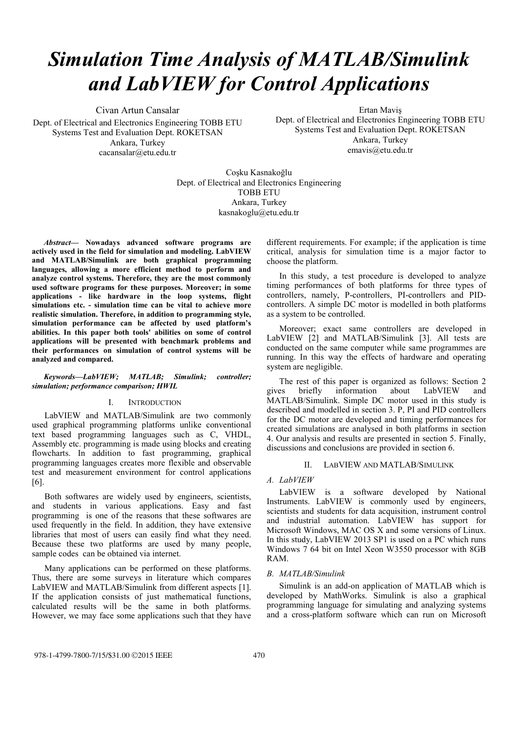# *Simulation Time Analysis of MATLAB/Simulink and LabVIEW for Control Applications*

Civan Artun Cansalar
Dept. of Electrical and Electronics Engineering TOBB ETU
Systems Test and Evaluation Dept. ROKETSAN
Ankara, Turkey
cacansalar@etu.edu.tr

Ertan Maviş
Dept. of Electrical and Electronics Engineering TOBB ETU
Systems Test and Evaluation Dept. ROKETSAN
Ankara, Turkey
emavis@etu.edu.tr

Coşku Kasnakoğlu
Dept. of Electrical and Electronics Engineering
TOBB ETU
Ankara, Turkey
kasnakoglu@etu.edu.tr

***Abstract*— Nowadays advanced software programs are actively used in the field for simulation and modeling. LabVIEW and MATLAB/Simulink are both graphical programming languages, allowing a more efficient method to perform and analyze control systems. Therefore, they are the most commonly used software programs for these purposes. Moreover; in some applications - like hardware in the loop systems, flight simulations etc. - simulation time can be vital to achieve more realistic simulation. Therefore, in addition to programming style, simulation performance can be affected by used platform's abilities. In this paper both tools' abilities on some of control applications will be presented with benchmark problems and their performances on simulation of control systems will be analyzed and compared.**

***Keywords—LabVIEW; MATLAB; Simulink; controller; simulation; performance comparison; HWIL***

## I. Introduction

LabVIEW and MATLAB/Simulink are two commonly used graphical programming platforms unlike conventional text based programming languages such as C, VHDL, Assembly etc. programming is made using blocks and creating flowcharts. In addition to fast programming, graphical programming languages creates more flexible and observable test and measurement environment for control applications [6].

Both softwares are widely used by engineers, scientists, and students in various applications. Easy and fast programming is one of the reasons that these softwares are used frequently in the field. In addition, they have extensive libraries that most of users can easily find what they need. Because these two platforms are used by many people, sample codes can be obtained via internet.

Many applications can be performed on these platforms. Thus, there are some surveys in literature which compares LabVIEW and MATLAB/Simulink from different aspects [1]. If the application consists of just mathematical functions, calculated results will be the same in both platforms. However, we may face some applications such that they have different requirements. For example; if the application is time critical, analysis for simulation time is a major factor to choose the platform.

In this study, a test procedure is developed to analyze timing performances of both platforms for three types of controllers, namely, P-controllers, PI-controllers and PID-controllers. A simple DC motor is modelled in both platforms as a system to be controlled.

Moreover; exact same controllers are developed in LabVIEW [2] and MATLAB/Simulink [3]. All tests are conducted on the same computer while same programmes are running. In this way the effects of hardware and operating system are negligible.

The rest of this paper is organized as follows: Section 2 gives briefly information about LabVIEW and MATLAB/Simulink. Simple DC motor used in this study is described and modelled in section 3. P, PI and PID controllers for the DC motor are developed and timing performances for created simulations are analysed in both platforms in section 4. Our analysis and results are presented in section 5. Finally, discussions and conclusions are provided in section 6.

## II. LabVIEW and MATLAB/Simulink

### *A. LabVIEW*

LabVIEW is a software developed by National Instruments. LabVIEW is commonly used by engineers, scientists and students for data acquisition, instrument control and industrial automation. LabVIEW has support for Microsoft Windows, MAC OS X and some versions of Linux. In this study, LabVIEW 2013 SP1 is used on a PC which runs Windows 7 64 bit on Intel Xeon W3550 processor with 8GB RAM.

### *B. MATLAB/Simulink*

Simulink is an add-on application of MATLAB which is developed by MathWorks. Simulink is also a graphical programming language for simulating and analyzing systems and a cross-platform software which can run on Microsoft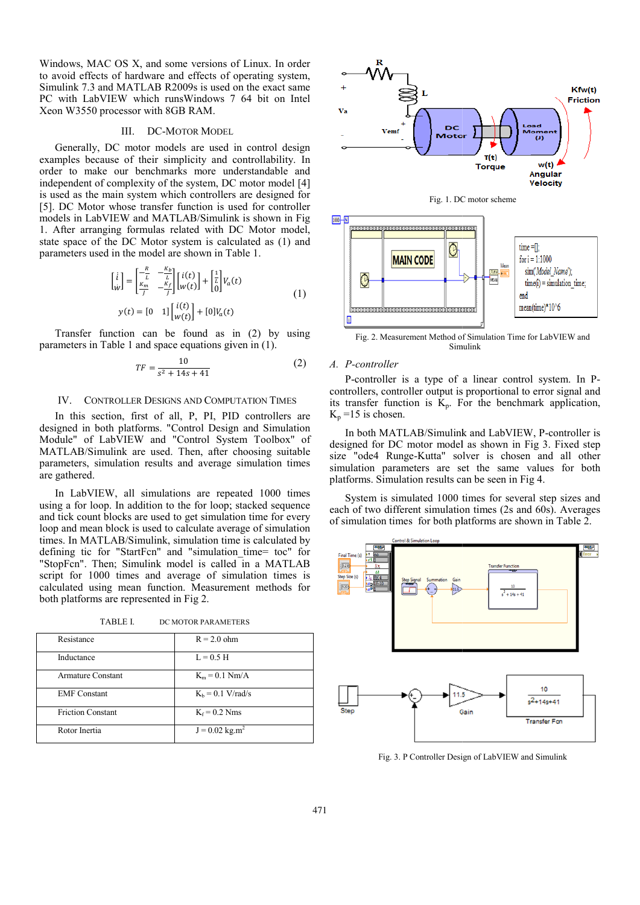Windows, MAC OS X, and some versions of Linux. In order to avoid effects of hardware and effects of operating system, Simulink 7.3 and MATLAB R2009s is used on the exact same PC with LabVIEW which runsWindows 7 64 bit on Intel Xeon W3550 processor with 8GB RAM.

## III. DC-Motor Model

Generally, DC motor models are used in control design examples because of their simplicity and controllability. In order to make our benchmarks more understandable and independent of complexity of the system, DC motor model [4] is used as the main system which controllers are designed for [5]. DC Motor whose transfer function is used for controller models in LabVIEW and MATLAB/Simulink is shown in Fig 1. After arranging formulas related with DC Motor model, state space of the DC Motor system is calculated as (1) and parameters used in the model are shown in Table 1.

$$\begin{bmatrix} \dot{i} \\ \dot{w} \end{bmatrix} = \begin{bmatrix} -\frac{R}{L} & -\frac{K_b}{L} \\ \frac{K_m}{J} & -\frac{K_f}{J} \end{bmatrix} \begin{bmatrix} i(t) \\ w(t) \end{bmatrix} + \begin{bmatrix} \frac{1}{L} \\ 0 \end{bmatrix} V_a(t) \tag{1}$$

$$y(t) = \begin{bmatrix} 0 & 1 \end{bmatrix} \begin{bmatrix} i(t) \\ w(t) \end{bmatrix} + [0] V_a(t)$$

Transfer function can be found as in (2) by using parameters in Table 1 and space equations given in (1).

$$TF = \frac{10}{s^2 + 14s + 41} \tag{2}$$

## IV. Controller Designs and Computation Times

In this section, first of all, P, PI, PID controllers are designed in both platforms. "Control Design and Simulation Module" of LabVIEW and "Control System Toolbox" of MATLAB/Simulink are used. Then, after choosing suitable parameters, simulation results and average simulation times are gathered.

In LabVIEW, all simulations are repeated 1000 times using a for loop. In addition to the for loop; stacked sequence and tick count blocks are used to get simulation time for every loop and mean block is used to calculate average of simulation times. In MATLAB/Simulink, simulation time is calculated by defining tic for "StartFcn" and "simulation_time= toc" for "StopFcn". Then; Simulink model is called in a MATLAB script for 1000 times and average of simulation times is calculated using mean function. Measurement methods for both platforms are represented in Fig 2.

TABLE I. DC Motor Parameters

| | |
|---|---|
| Resistance | R = 2.0 ohm |
| Inductance | L = 0.5 H |
| Armature Constant | $K_m$ = 0.1 Nm/A |
| EMF Constant | $K_b$ = 0.1 V/rad/s |
| Friction Constant | $K_f$ = 0.2 Nms |
| Rotor Inertia | J = 0.02 kg.m$^2$ |

Fig. 1. DC motor scheme

```
time=[];
for i = 1:1000
  sim('Model_Name');
  time(i) = simulation_time;
end
mean(time)*10^6
```

Fig. 2. Measurement Method of Simulation Time for LabVIEW and Simulink

### A. P-controller

P-controller is a type of a linear control system. In P-controllers, controller output is proportional to error signal and its transfer function is $K_p$. For the benchmark application, $K_p$ =15 is chosen.

In both MATLAB/Simulink and LabVIEW, P-controller is designed for DC motor model as shown in Fig 3. Fixed step size "ode4 Runge-Kutta" solver is chosen and all other simulation parameters are set the same values for both platforms. Simulation results can be seen in Fig 4.

System is simulated 1000 times for several step sizes and each of two different simulation times (2s and 60s). Averages of simulation times for both platforms are shown in Table 2.

Fig. 3. P Controller Design of LabVIEW and Simulink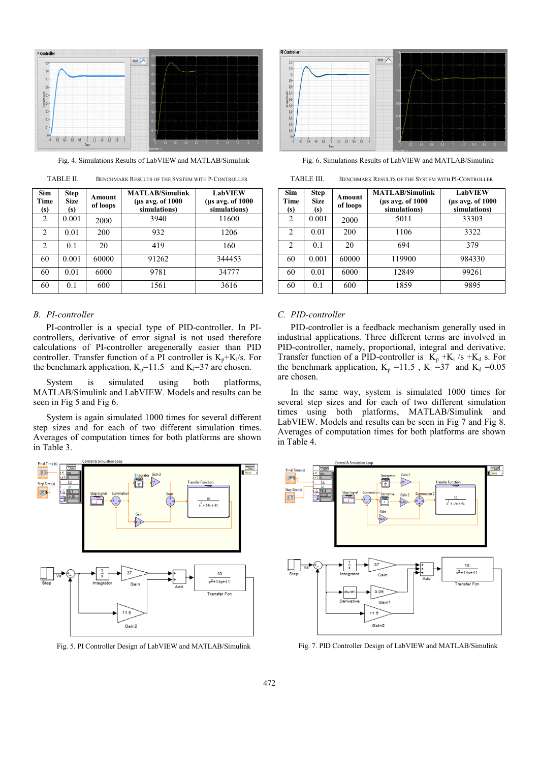Fig. 4. Simulations Results of LabVIEW and MATLAB/Simulink

TABLE II. BENCHMARK RESULTS OF THE SYSTEM WITH P-CONTROLLER

| Sim Time (s) | Step Size (s) | Amount of loops | MATLAB/Simulink (µs avg. of 1000 simulations) | LabVIEW (µs avg. of 1000 simulations) |
|---|---|---|---|---|
| 2 | 0.001 | 2000 | 3940 | 11600 |
| 2 | 0.01 | 200 | 932 | 1206 |
| 2 | 0.1 | 20 | 419 | 160 |
| 60 | 0.001 | 60000 | 91262 | 344453 |
| 60 | 0.01 | 6000 | 9781 | 34777 |
| 60 | 0.1 | 600 | 1561 | 3616 |

### B. PI-controller

PI-controller is a special type of PID-controller. In PI-controllers, derivative of error signal is not used therefore calculations of PI-controller aregenerally easier than PID controller. Transfer function of a PI controller is $K_p+K_i/s$. For the benchmark application, $K_p$=11.5 and $K_i$=37 are chosen.

System is simulated using both platforms, MATLAB/Simulink and LabVIEW. Models and results can be seen in Fig 5 and Fig 6.

System is again simulated 1000 times for several different step sizes and for each of two different simulation times. Averages of computation times for both platforms are shown in Table 3.

Fig. 5. PI Controller Design of LabVIEW and MATLAB/Simulink

Fig. 6. Simulations Results of LabVIEW and MATLAB/Simulink

TABLE III. BENCHMARK RESULTS OF THE SYSTEM WITH PI-CONTROLLER

| Sim Time (s) | Step Size (s) | Amount of loops | MATLAB/Simulink (µs avg. of 1000 simulations) | LabVIEW (µs avg. of 1000 simulations) |
|---|---|---|---|---|
| 2 | 0.001 | 2000 | 5011 | 33303 |
| 2 | 0.01 | 200 | 1106 | 3322 |
| 2 | 0.1 | 20 | 694 | 379 |
| 60 | 0.001 | 60000 | 119900 | 984330 |
| 60 | 0.01 | 6000 | 12849 | 99261 |
| 60 | 0.1 | 600 | 1859 | 9895 |

### C. PID-controller

PID-controller is a feedback mechanism generally used in industrial applications. Three different terms are involved in PID-controller, namely, proportional, integral and derivative. Transfer function of a PID-controller is $K_p + K_i/s + K_d\,s$. For the benchmark application, $K_p$ =11.5 , $K_i$ =37 and $K_d$ =0.05 are chosen.

In the same way, system is simulated 1000 times for several step sizes and for each of two different simulation times using both platforms, MATLAB/Simulink and LabVIEW. Models and results can be seen in Fig 7 and Fig 8. Averages of computation times for both platforms are shown in Table 4.

Fig. 7. PID Controller Design of LabVIEW and MATLAB/Simulink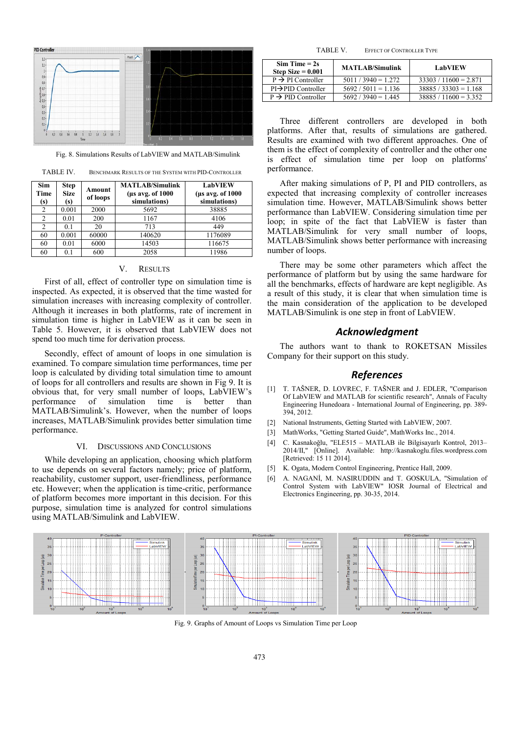PID Controller

Fig. 8. Simulations Results of LabVIEW and MATLAB/Simulink

TABLE IV. BENCHMARK RESULTS OF THE SYSTEM WITH PID-CONTROLLER

| Sim Time (s) | Step Size (s) | Amount of loops | MATLAB/Simulink (µs avg. of 1000 simulations) | LabVIEW (µs avg. of 1000 simulations) |
|---|---|---|---|---|
| 2 | 0.001 | 2000 | 5692 | 38885 |
| 2 | 0.01 | 200 | 1167 | 4106 |
| 2 | 0.1 | 20 | 713 | 449 |
| 60 | 0.001 | 60000 | 140620 | 1176089 |
| 60 | 0.01 | 6000 | 14503 | 116675 |
| 60 | 0.1 | 600 | 2058 | 11986 |

## V. RESULTS

First of all, effect of controller type on simulation time is inspected. As expected, it is observed that the time wasted for simulation increases with increasing complexity of controller. Although it increases in both platforms, rate of increment in simulation time is higher in LabVIEW as it can be seen in Table 5. However, it is observed that LabVIEW does not spend too much time for derivation process.

Secondly, effect of amount of loops in one simulation is examined. To compare simulation time performances, time per loop is calculated by dividing total simulation time to amount of loops for all controllers and results are shown in Fig 9. It is obvious that, for very small number of loops, LabVIEW's performance of simulation time is better than MATLAB/Simulink's. However, when the number of loops increases, MATLAB/Simulink provides better simulation time performance.

## VI. DISCUSSIONS AND CONCLUSIONS

While developing an application, choosing which platform to use depends on several factors namely; price of platform, reachability, customer support, user-friendliness, performance etc. However; when the application is time-critic, performance of platform becomes more important in this decision. For this purpose, simulation time is analyzed for control simulations using MATLAB/Simulink and LabVIEW.

TABLE V. EFFECT OF CONTROLLER TYPE

| Sim Time = 2s Step Size = 0.001 | MATLAB/Simulink | LabVIEW |
|---|---|---|
| P → PI Controller | 5011 / 3940 = 1.272 | 33303 / 11600 = 2.871 |
| PI→PID Controller | 5692 / 5011 = 1.136 | 38885 / 33303 = 1.168 |
| P → PID Controller | 5692 / 3940 = 1.445 | 38885 / 11600 = 3.352 |

Three different controllers are developed in both platforms. After that, results of simulations are gathered. Results are examined with two different approaches. One of them is the effect of complexity of controller and the other one is effect of simulation time per loop on platforms' performance.

After making simulations of P, PI and PID controllers, as expected that increasing complexity of controller increases simulation time. However, MATLAB/Simulink shows better performance than LabVIEW. Considering simulation time per loop; in spite of the fact that LabVIEW is faster than MATLAB/Simulink for very small number of loops, MATLAB/Simulink shows better performance with increasing number of loops.

There may be some other parameters which affect the performance of platform but by using the same hardware for all the benchmarks, effects of hardware are kept negligible. As a result of this study, it is clear that when simulation time is the main consideration of the application to be developed MATLAB/Simulink is one step in front of LabVIEW.

## Acknowledgment

The authors want to thank to ROKETSAN Missiles Company for their support on this study.

## References

[1] T. TAŠNER, D. LOVREC, F. TAŠNER and J. EDLER, "Comparison Of LabVIEW and MATLAB for scientific research", Annals of Faculty Engineering Hunedoara - International Journal of Engineering, pp. 389-394, 2012.

[2] National Instruments, Getting Started with LabVIEW, 2007.

[3] MathWorks, "Getting Started Guide", MathWorks Inc., 2014.

[4] C. Kasnakoğlu, "ELE515 – MATLAB ile Bilgisayarlı Kontrol, 2013–2014/II," [Online]. Available: http://kasnakoglu.files.wordpress.com [Retrieved: 15 11 2014].

[5] K. Ogata, Modern Control Engineering, Prentice Hall, 2009.

[6] A. NAGANİ, M. NASIRUDDIN and T. GOSKULA, "Simulation of Control System with LabVIEW" IOSR Journal of Electrical and Electronics Engineering, pp. 30-35, 2014.

P-Controller

PI-Controller

PID-Controller

Simulink
LabVIEW

Simulation Time per Loop (µs)

Amount of Loops

Fig. 9. Graphs of Amount of Loops vs Simulation Time per Loop